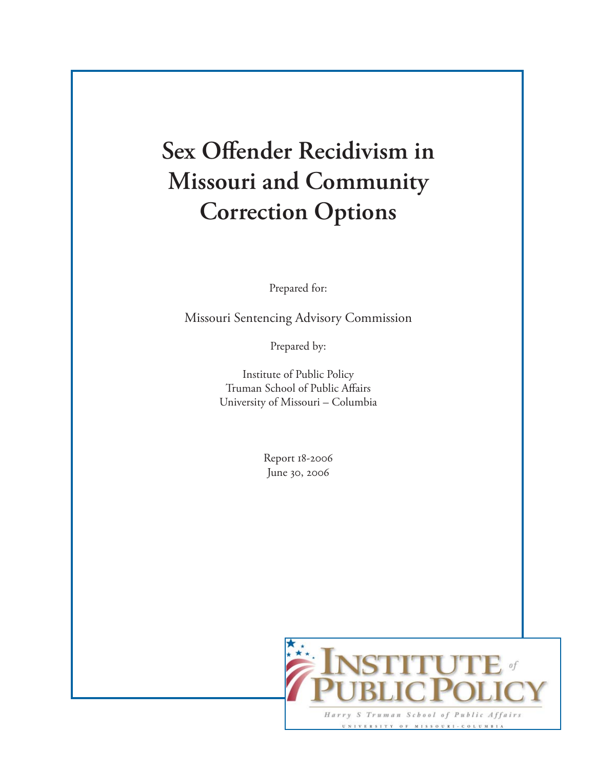# Sex Offender Recidivism in Missouri and Community Correction Options

Prepared for:

Missouri Sentencing Advisory Commission

Prepared by:

Institute of Public Policy
Truman School of Public Affairs
University of Missouri – Columbia

Report 18-2006
June 30, 2006

INSTITUTE of PUBLIC POLICY
Harry S Truman School of Public Affairs
UNIVERSITY OF MISSOURI-COLUMBIA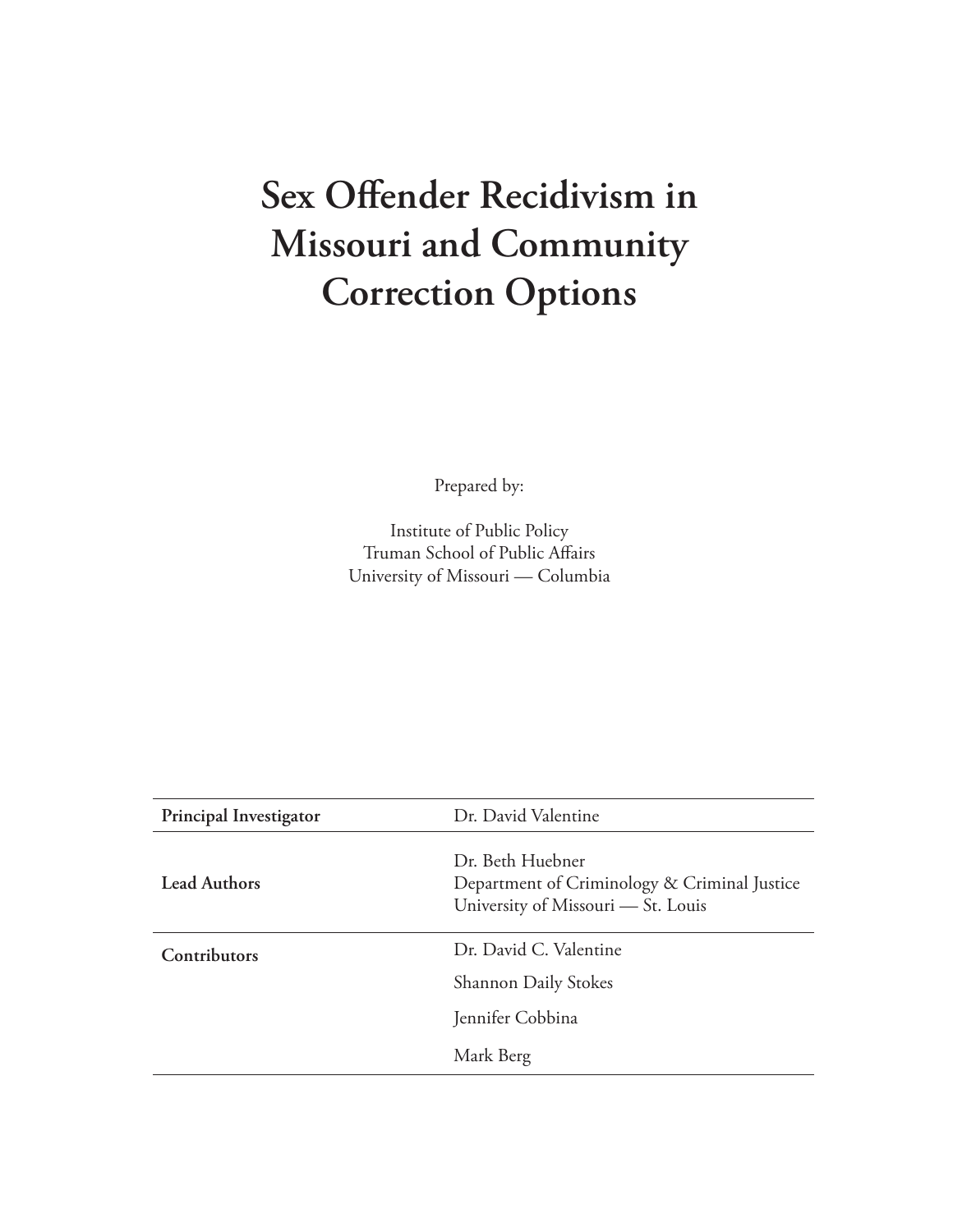# Sex Offender Recidivism in Missouri and Community Correction Options

Prepared by:

Institute of Public Policy
Truman School of Public Affairs
University of Missouri — Columbia

| | |
|---|---|
| **Principal Investigator** | Dr. David Valentine |
| **Lead Authors** | Dr. Beth Huebner<br>Department of Criminology & Criminal Justice<br>University of Missouri — St. Louis |
| **Contributors** | Dr. David C. Valentine<br>Shannon Daily Stokes<br>Jennifer Cobbina<br>Mark Berg |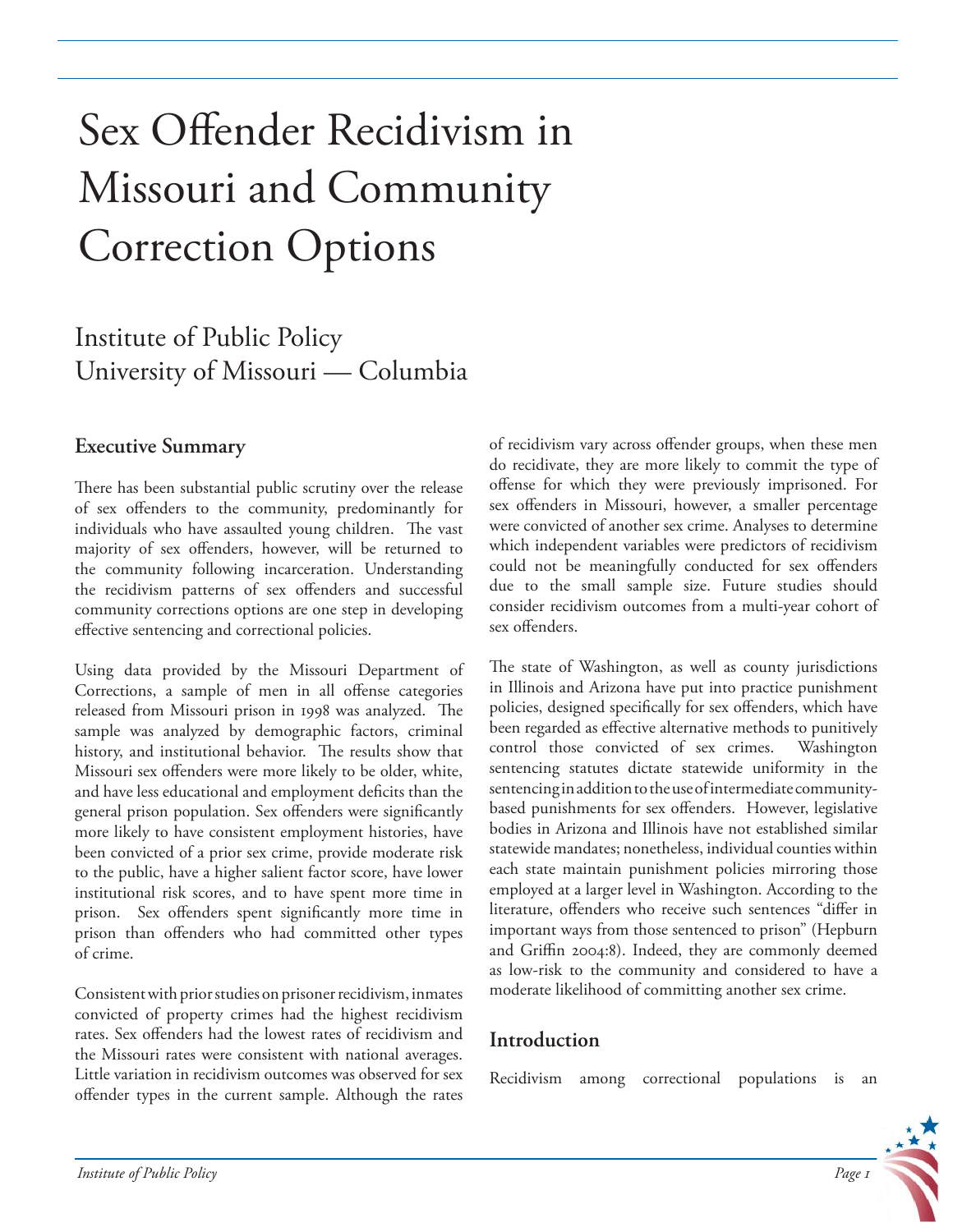# Sex Offender Recidivism in Missouri and Community Correction Options

## Institute of Public Policy
## University of Missouri — Columbia

### Executive Summary

There has been substantial public scrutiny over the release of sex offenders to the community, predominantly for individuals who have assaulted young children. The vast majority of sex offenders, however, will be returned to the community following incarceration. Understanding the recidivism patterns of sex offenders and successful community corrections options are one step in developing effective sentencing and correctional policies.

Using data provided by the Missouri Department of Corrections, a sample of men in all offense categories released from Missouri prison in 1998 was analyzed. The sample was analyzed by demographic factors, criminal history, and institutional behavior. The results show that Missouri sex offenders were more likely to be older, white, and have less educational and employment deficits than the general prison population. Sex offenders were significantly more likely to have consistent employment histories, have been convicted of a prior sex crime, provide moderate risk to the public, have a higher salient factor score, have lower institutional risk scores, and to have spent more time in prison. Sex offenders spent significantly more time in prison than offenders who had committed other types of crime.

Consistent with prior studies on prisoner recidivism, inmates convicted of property crimes had the highest recidivism rates. Sex offenders had the lowest rates of recidivism and the Missouri rates were consistent with national averages. Little variation in recidivism outcomes was observed for sex offender types in the current sample. Although the rates of recidivism vary across offender groups, when these men do recidivate, they are more likely to commit the type of offense for which they were previously imprisoned. For sex offenders in Missouri, however, a smaller percentage were convicted of another sex crime. Analyses to determine which independent variables were predictors of recidivism could not be meaningfully conducted for sex offenders due to the small sample size. Future studies should consider recidivism outcomes from a multi-year cohort of sex offenders.

The state of Washington, as well as county jurisdictions in Illinois and Arizona have put into practice punishment policies, designed specifically for sex offenders, which have been regarded as effective alternative methods to punitively control those convicted of sex crimes. Washington sentencing statutes dictate statewide uniformity in the sentencing in addition to the use of intermediate community-based punishments for sex offenders. However, legislative bodies in Arizona and Illinois have not established similar statewide mandates; nonetheless, individual counties within each state maintain punishment policies mirroring those employed at a larger level in Washington. According to the literature, offenders who receive such sentences "differ in important ways from those sentenced to prison" (Hepburn and Griffin 2004:8). Indeed, they are commonly deemed as low-risk to the community and considered to have a moderate likelihood of committing another sex crime.

### Introduction

Recidivism among correctional populations is an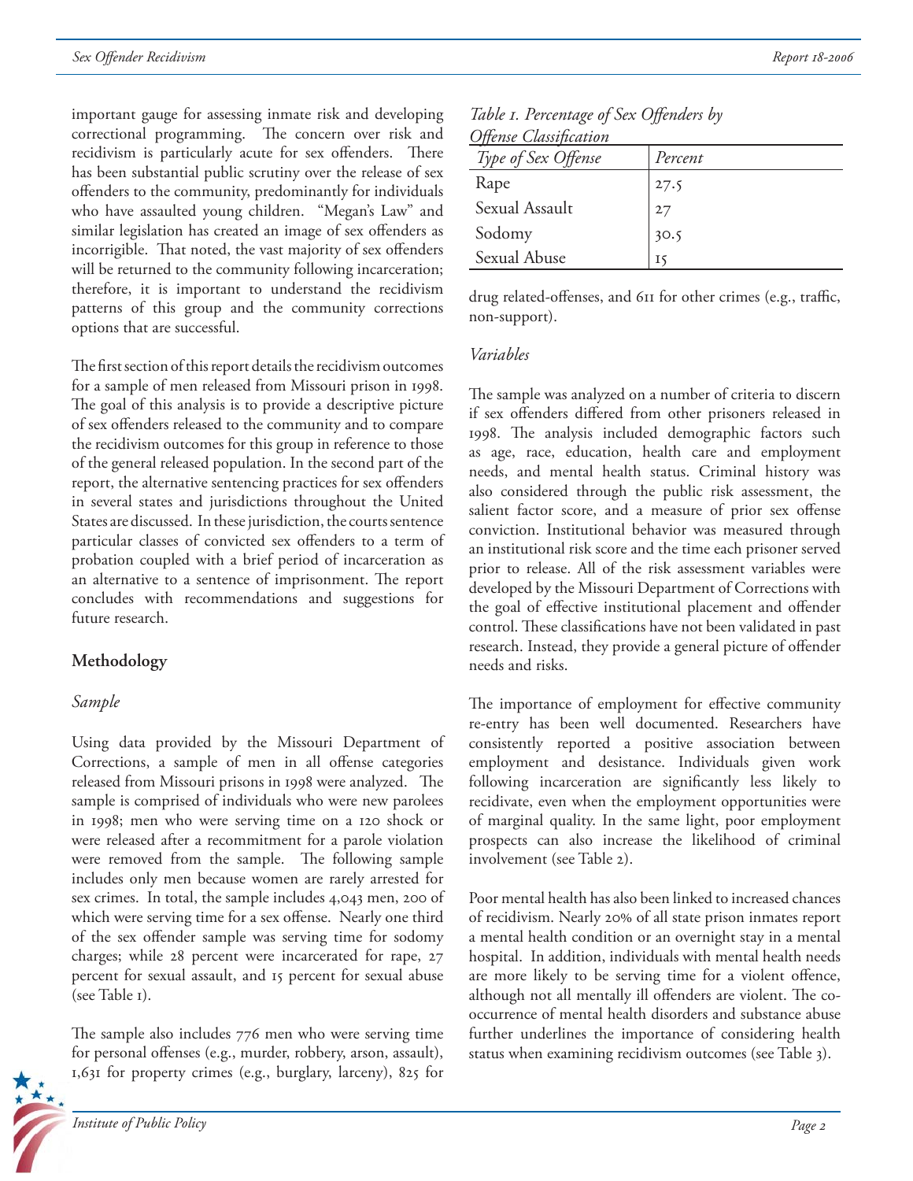important gauge for assessing inmate risk and developing correctional programming. The concern over risk and recidivism is particularly acute for sex offenders. There has been substantial public scrutiny over the release of sex offenders to the community, predominantly for individuals who have assaulted young children. "Megan's Law" and similar legislation has created an image of sex offenders as incorrigible. That noted, the vast majority of sex offenders will be returned to the community following incarceration; therefore, it is important to understand the recidivism patterns of this group and the community corrections options that are successful.

The first section of this report details the recidivism outcomes for a sample of men released from Missouri prison in 1998. The goal of this analysis is to provide a descriptive picture of sex offenders released to the community and to compare the recidivism outcomes for this group in reference to those of the general released population. In the second part of the report, the alternative sentencing practices for sex offenders in several states and jurisdictions throughout the United States are discussed. In these jurisdiction, the courts sentence particular classes of convicted sex offenders to a term of probation coupled with a brief period of incarceration as an alternative to a sentence of imprisonment. The report concludes with recommendations and suggestions for future research.

## Methodology

### *Sample*

Using data provided by the Missouri Department of Corrections, a sample of men in all offense categories released from Missouri prisons in 1998 were analyzed. The sample is comprised of individuals who were new parolees in 1998; men who were serving time on a 120 shock or were released after a recommitment for a parole violation were removed from the sample. The following sample includes only men because women are rarely arrested for sex crimes. In total, the sample includes 4,043 men, 200 of which were serving time for a sex offense. Nearly one third of the sex offender sample was serving time for sodomy charges; while 28 percent were incarcerated for rape, 27 percent for sexual assault, and 15 percent for sexual abuse (see Table 1).

*Table 1. Percentage of Sex Offenders by Offense Classification*

| *Type of Sex Offense* | *Percent* |
|---|---|
| Rape | 27.5 |
| Sexual Assault | 27 |
| Sodomy | 30.5 |
| Sexual Abuse | 15 |

The sample also includes 776 men who were serving time for personal offenses (e.g., murder, robbery, arson, assault), 1,631 for property crimes (e.g., burglary, larceny), 825 for drug related-offenses, and 611 for other crimes (e.g., traffic, non-support).

### *Variables*

The sample was analyzed on a number of criteria to discern if sex offenders differed from other prisoners released in 1998. The analysis included demographic factors such as age, race, education, health care and employment needs, and mental health status. Criminal history was also considered through the public risk assessment, the salient factor score, and a measure of prior sex offense conviction. Institutional behavior was measured through an institutional risk score and the time each prisoner served prior to release. All of the risk assessment variables were developed by the Missouri Department of Corrections with the goal of effective institutional placement and offender control. These classifications have not been validated in past research. Instead, they provide a general picture of offender needs and risks.

The importance of employment for effective community re-entry has been well documented. Researchers have consistently reported a positive association between employment and desistance. Individuals given work following incarceration are significantly less likely to recidivate, even when the employment opportunities were of marginal quality. In the same light, poor employment prospects can also increase the likelihood of criminal involvement (see Table 2).

Poor mental health has also been linked to increased chances of recidivism. Nearly 20% of all state prison inmates report a mental health condition or an overnight stay in a mental hospital. In addition, individuals with mental health needs are more likely to be serving time for a violent offence, although not all mentally ill offenders are violent. The co-occurrence of mental health disorders and substance abuse further underlines the importance of considering health status when examining recidivism outcomes (see Table 3).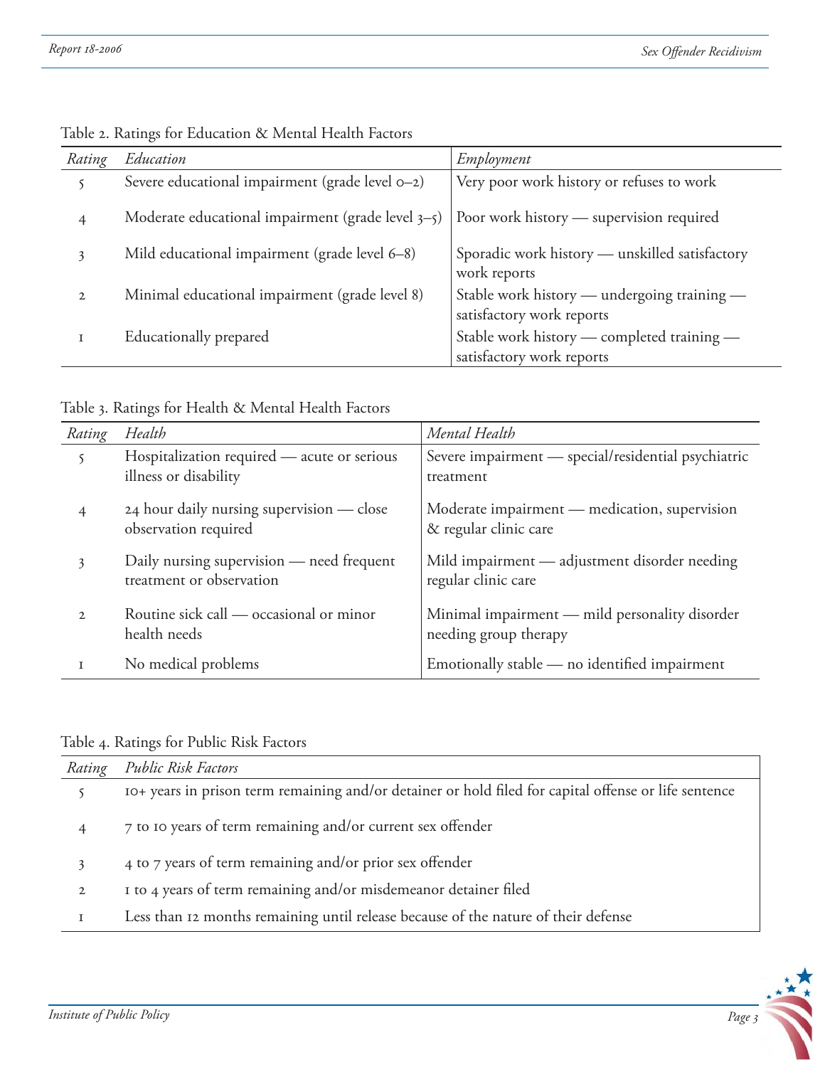Table 2. Ratings for Education & Mental Health Factors

| *Rating* | *Education* | *Employment* |
| --- | --- | --- |
| 5 | Severe educational impairment (grade level 0–2) | Very poor work history or refuses to work |
| 4 | Moderate educational impairment (grade level 3–5) | Poor work history — supervision required |
| 3 | Mild educational impairment (grade level 6–8) | Sporadic work history — unskilled satisfactory work reports |
| 2 | Minimal educational impairment (grade level 8) | Stable work history — undergoing training — satisfactory work reports |
| 1 | Educationally prepared | Stable work history — completed training — satisfactory work reports |

Table 3. Ratings for Health & Mental Health Factors

| *Rating* | *Health* | *Mental Health* |
| --- | --- | --- |
| 5 | Hospitalization required — acute or serious illness or disability | Severe impairment — special/residential psychiatric treatment |
| 4 | 24 hour daily nursing supervision — close observation required | Moderate impairment — medication, supervision & regular clinic care |
| 3 | Daily nursing supervision — need frequent treatment or observation | Mild impairment — adjustment disorder needing regular clinic care |
| 2 | Routine sick call — occasional or minor health needs | Minimal impairment — mild personality disorder needing group therapy |
| 1 | No medical problems | Emotionally stable — no identified impairment |

Table 4. Ratings for Public Risk Factors

| *Rating* | *Public Risk Factors* |
| --- | --- |
| 5 | 10+ years in prison term remaining and/or detainer or hold filed for capital offense or life sentence |
| 4 | 7 to 10 years of term remaining and/or current sex offender |
| 3 | 4 to 7 years of term remaining and/or prior sex offender |
| 2 | 1 to 4 years of term remaining and/or misdemeanor detainer filed |
| 1 | Less than 12 months remaining until release because of the nature of their defense |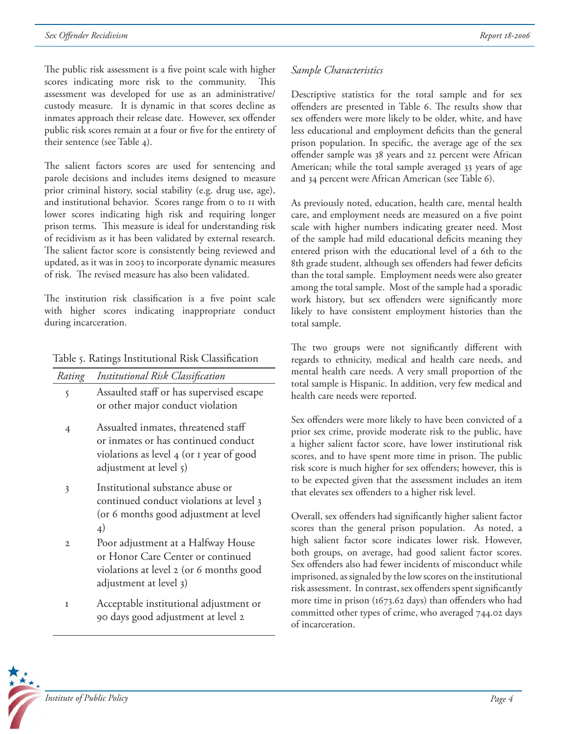The public risk assessment is a five point scale with higher scores indicating more risk to the community. This assessment was developed for use as an administrative/custody measure. It is dynamic in that scores decline as inmates approach their release date. However, sex offender public risk scores remain at a four or five for the entirety of their sentence (see Table 4).

The salient factors scores are used for sentencing and parole decisions and includes items designed to measure prior criminal history, social stability (e.g. drug use, age), and institutional behavior. Scores range from 0 to 11 with lower scores indicating high risk and requiring longer prison terms. This measure is ideal for understanding risk of recidivism as it has been validated by external research. The salient factor score is consistently being reviewed and updated, as it was in 2003 to incorporate dynamic measures of risk. The revised measure has also been validated.

The institution risk classification is a five point scale with higher scores indicating inappropriate conduct during incarceration.

Table 5. Ratings Institutional Risk Classification

| *Rating* | *Institutional Risk Classification* |
|---|---|
| 5 | Assaulted staff or has supervised escape or other major conduct violation |
| 4 | Assualted inmates, threatened staff or inmates or has continued conduct violations as level 4 (or 1 year of good adjustment at level 5) |
| 3 | Institutional substance abuse or continued conduct violations at level 3 (or 6 months good adjustment at level 4) |
| 2 | Poor adjustment at a Halfway House or Honor Care Center or continued violations at level 2 (or 6 months good adjustment at level 3) |
| 1 | Acceptable institutional adjustment or 90 days good adjustment at level 2 |

*Sample Characteristics*

Descriptive statistics for the total sample and for sex offenders are presented in Table 6. The results show that sex offenders were more likely to be older, white, and have less educational and employment deficits than the general prison population. In specific, the average age of the sex offender sample was 38 years and 22 percent were African American; while the total sample averaged 33 years of age and 34 percent were African American (see Table 6).

As previously noted, education, health care, mental health care, and employment needs are measured on a five point scale with higher numbers indicating greater need. Most of the sample had mild educational deficits meaning they entered prison with the educational level of a 6th to the 8th grade student, although sex offenders had fewer deficits than the total sample. Employment needs were also greater among the total sample. Most of the sample had a sporadic work history, but sex offenders were significantly more likely to have consistent employment histories than the total sample.

The two groups were not significantly different with regards to ethnicity, medical and health care needs, and mental health care needs. A very small proportion of the total sample is Hispanic. In addition, very few medical and health care needs were reported.

Sex offenders were more likely to have been convicted of a prior sex crime, provide moderate risk to the public, have a higher salient factor score, have lower institutional risk scores, and to have spent more time in prison. The public risk score is much higher for sex offenders; however, this is to be expected given that the assessment includes an item that elevates sex offenders to a higher risk level.

Overall, sex offenders had significantly higher salient factor scores than the general prison population. As noted, a high salient factor score indicates lower risk. However, both groups, on average, had good salient factor scores. Sex offenders also had fewer incidents of misconduct while imprisoned, as signaled by the low scores on the institutional risk assessment. In contrast, sex offenders spent significantly more time in prison (1673.62 days) than offenders who had committed other types of crime, who averaged 744.02 days of incarceration.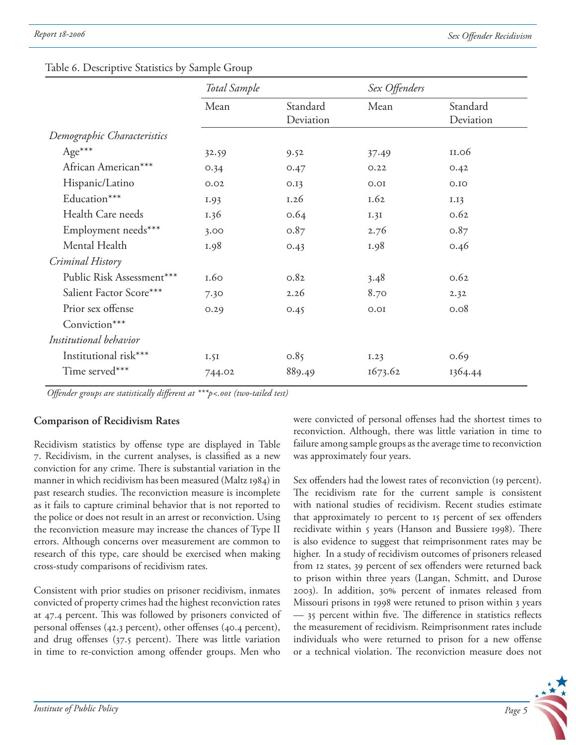Table 6. Descriptive Statistics by Sample Group

| | *Total Sample* | | *Sex Offenders* | |
|---|---|---|---|---|
| | Mean | Standard Deviation | Mean | Standard Deviation |
| *Demographic Characteristics* | | | | |
| Age*** | 32.59 | 9.52 | 37.49 | 11.06 |
| African American*** | 0.34 | 0.47 | 0.22 | 0.42 |
| Hispanic/Latino | 0.02 | 0.13 | 0.01 | 0.10 |
| Education*** | 1.93 | 1.26 | 1.62 | 1.13 |
| Health Care needs | 1.36 | 0.64 | 1.31 | 0.62 |
| Employment needs*** | 3.00 | 0.87 | 2.76 | 0.87 |
| Mental Health | 1.98 | 0.43 | 1.98 | 0.46 |
| *Criminal History* | | | | |
| Public Risk Assessment*** | 1.60 | 0.82 | 3.48 | 0.62 |
| Salient Factor Score*** | 7.30 | 2.26 | 8.70 | 2.32 |
| Prior sex offense Conviction*** | 0.29 | 0.45 | 0.01 | 0.08 |
| *Institutional behavior* | | | | |
| Institutional risk*** | 1.51 | 0.85 | 1.23 | 0.69 |
| Time served*** | 744.02 | 889.49 | 1673.62 | 1364.44 |

*Offender groups are statistically different at ***p<.001 (two-tailed test)*

**Comparison of Recidivism Rates**

Recidivism statistics by offense type are displayed in Table 7. Recidivism, in the current analyses, is classified as a new conviction for any crime. There is substantial variation in the manner in which recidivism has been measured (Maltz 1984) in past research studies. The reconviction measure is incomplete as it fails to capture criminal behavior that is not reported to the police or does not result in an arrest or reconviction. Using the reconviction measure may increase the chances of Type II errors. Although concerns over measurement are common to research of this type, care should be exercised when making cross-study comparisons of recidivism rates.

Consistent with prior studies on prisoner recidivism, inmates convicted of property crimes had the highest reconviction rates at 47.4 percent. This was followed by prisoners convicted of personal offenses (42.3 percent), other offenses (40.4 percent), and drug offenses (37.5 percent). There was little variation in time to re-conviction among offender groups. Men who were convicted of personal offenses had the shortest times to reconviction. Although, there was little variation in time to failure among sample groups as the average time to reconviction was approximately four years.

Sex offenders had the lowest rates of reconviction (19 percent). The recidivism rate for the current sample is consistent with national studies of recidivism. Recent studies estimate that approximately 10 percent to 15 percent of sex offenders recidivate within 5 years (Hanson and Bussiere 1998). There is also evidence to suggest that reimprisonment rates may be higher. In a study of recidivism outcomes of prisoners released from 12 states, 39 percent of sex offenders were returned back to prison within three years (Langan, Schmitt, and Durose 2003). In addition, 30% percent of inmates released from Missouri prisons in 1998 were retuned to prison within 3 years — 35 percent within five. The difference in statistics reflects the measurement of recidivism. Reimprisonment rates include individuals who were returned to prison for a new offense or a technical violation. The reconviction measure does not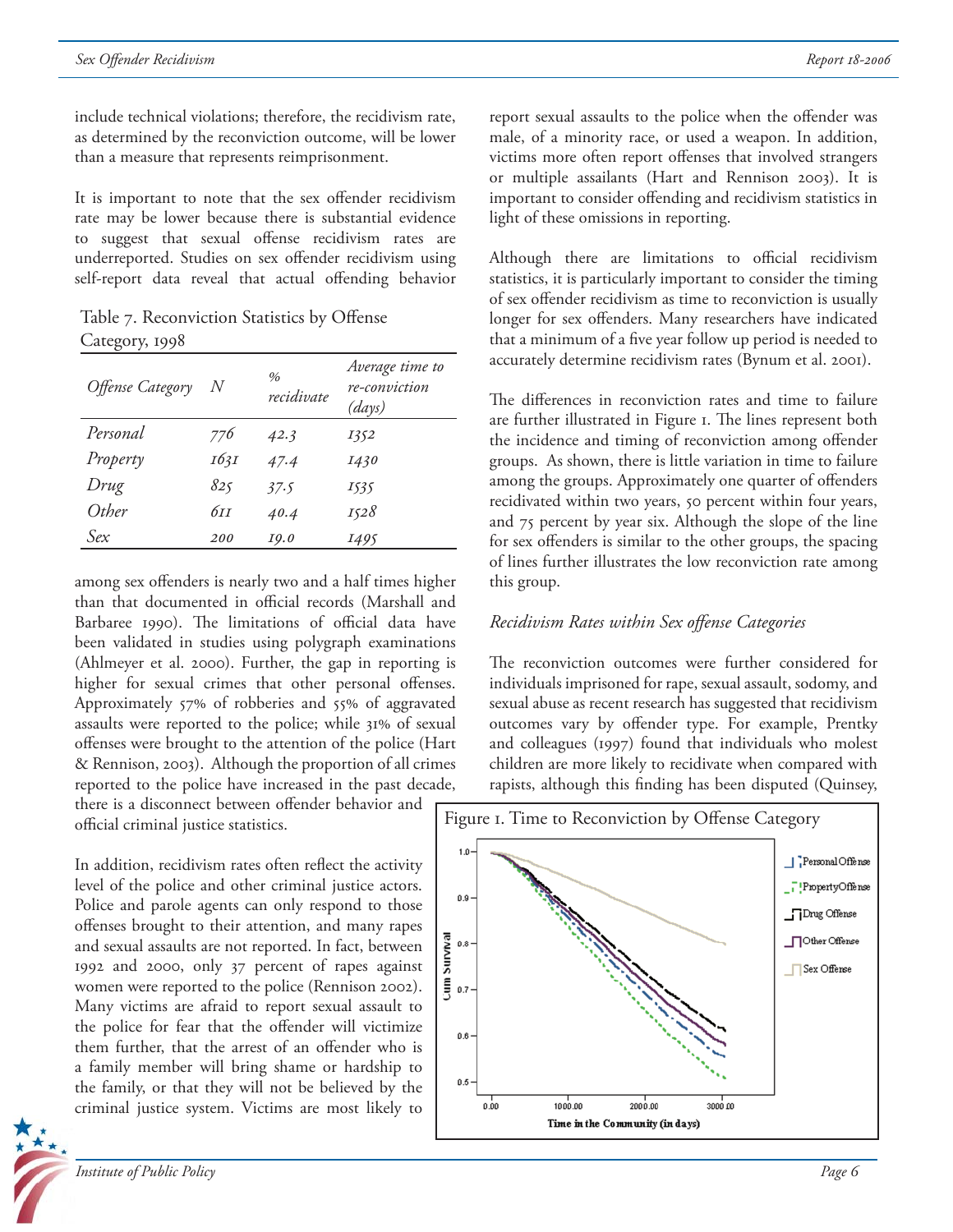include technical violations; therefore, the recidivism rate, as determined by the reconviction outcome, will be lower than a measure that represents reimprisonment.

It is important to note that the sex offender recidivism rate may be lower because there is substantial evidence to suggest that sexual offense recidivism rates are underreported. Studies on sex offender recidivism using self-report data reveal that actual offending behavior among sex offenders is nearly two and a half times higher than that documented in official records (Marshall and Barbaree 1990). The limitations of official data have been validated in studies using polygraph examinations (Ahlmeyer et al. 2000). Further, the gap in reporting is higher for sexual crimes that other personal offenses. Approximately 57% of robberies and 55% of aggravated assaults were reported to the police; while 31% of sexual offenses were brought to the attention of the police (Hart & Rennison, 2003). Although the proportion of all crimes reported to the police have increased in the past decade, there is a disconnect between offender behavior and official criminal justice statistics.

Table 7. Reconviction Statistics by Offense Category, 1998

| *Offense Category* | *N* | *% recidivate* | *Average time to re-conviction (days)* |
|---|---|---|---|
| *Personal* | *776* | *42.3* | *1352* |
| *Property* | *1631* | *47.4* | *1430* |
| *Drug* | *825* | *37.5* | *1535* |
| *Other* | *611* | *40.4* | *1528* |
| *Sex* | *200* | *19.0* | *1495* |

In addition, recidivism rates often reflect the activity level of the police and other criminal justice actors. Police and parole agents can only respond to those offenses brought to their attention, and many rapes and sexual assaults are not reported. In fact, between 1992 and 2000, only 37 percent of rapes against women were reported to the police (Rennison 2002). Many victims are afraid to report sexual assault to the police for fear that the offender will victimize them further, that the arrest of an offender who is a family member will bring shame or hardship to the family, or that they will not be believed by the criminal justice system. Victims are most likely to report sexual assaults to the police when the offender was male, of a minority race, or used a weapon. In addition, victims more often report offenses that involved strangers or multiple assailants (Hart and Rennison 2003). It is important to consider offending and recidivism statistics in light of these omissions in reporting.

Although there are limitations to official recidivism statistics, it is particularly important to consider the timing of sex offender recidivism as time to reconviction is usually longer for sex offenders. Many researchers have indicated that a minimum of a five year follow up period is needed to accurately determine recidivism rates (Bynum et al. 2001).

The differences in reconviction rates and time to failure are further illustrated in Figure 1. The lines represent both the incidence and timing of reconviction among offender groups. As shown, there is little variation in time to failure among the groups. Approximately one quarter of offenders recidivated within two years, 50 percent within four years, and 75 percent by year six. Although the slope of the line for sex offenders is similar to the other groups, the spacing of lines further illustrates the low reconviction rate among this group.

### *Recidivism Rates within Sex offense Categories*

The reconviction outcomes were further considered for individuals imprisoned for rape, sexual assault, sodomy, and sexual abuse as recent research has suggested that recidivism outcomes vary by offender type. For example, Prentky and colleagues (1997) found that individuals who molest children are more likely to recidivate when compared with rapists, although this finding has been disputed (Quinsey,

Figure 1. Time to Reconviction by Offense Category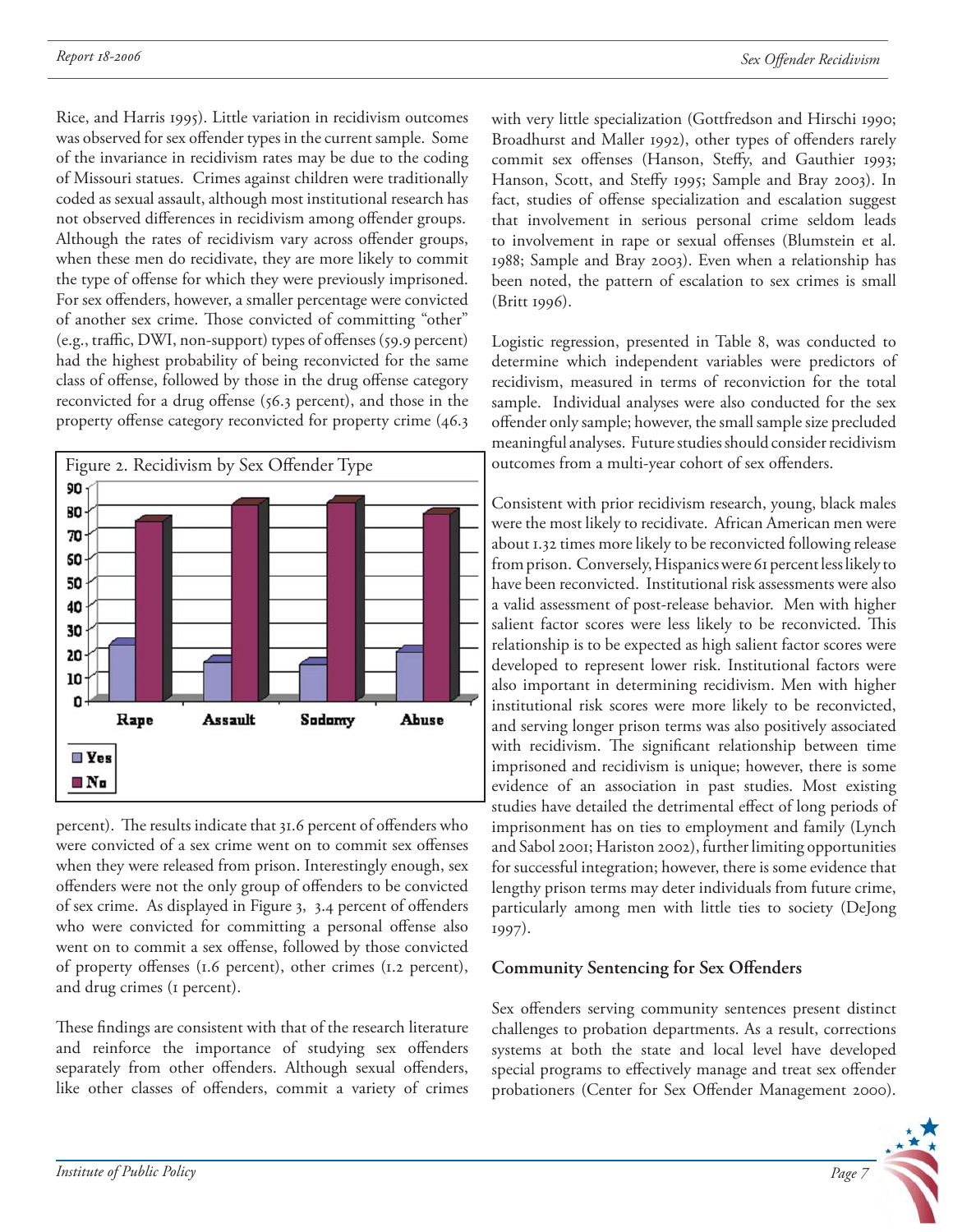Rice, and Harris 1995). Little variation in recidivism outcomes was observed for sex offender types in the current sample. Some of the invariance in recidivism rates may be due to the coding of Missouri statues. Crimes against children were traditionally coded as sexual assault, although most institutional research has not observed differences in recidivism among offender groups. Although the rates of recidivism vary across offender groups, when these men do recidivate, they are more likely to commit the type of offense for which they were previously imprisoned. For sex offenders, however, a smaller percentage were convicted of another sex crime. Those convicted of committing "other" (e.g., traffic, DWI, non-support) types of offenses (59.9 percent) had the highest probability of being reconvicted for the same class of offense, followed by those in the drug offense category reconvicted for a drug offense (56.3 percent), and those in the property offense category reconvicted for property crime (46.3 percent). The results indicate that 31.6 percent of offenders who were convicted of a sex crime went on to commit sex offenses when they were released from prison. Interestingly enough, sex offenders were not the only group of offenders to be convicted of sex crime. As displayed in Figure 3, 3.4 percent of offenders who were convicted for committing a personal offense also went on to commit a sex offense, followed by those convicted of property offenses (1.6 percent), other crimes (1.2 percent), and drug crimes (1 percent).

Figure 2. Recidivism by Sex Offender Type

These findings are consistent with that of the research literature and reinforce the importance of studying sex offenders separately from other offenders. Although sexual offenders, like other classes of offenders, commit a variety of crimes with very little specialization (Gottfredson and Hirschi 1990; Broadhurst and Maller 1992), other types of offenders rarely commit sex offenses (Hanson, Steffy, and Gauthier 1993; Hanson, Scott, and Steffy 1995; Sample and Bray 2003). In fact, studies of offense specialization and escalation suggest that involvement in serious personal crime seldom leads to involvement in rape or sexual offenses (Blumstein et al. 1988; Sample and Bray 2003). Even when a relationship has been noted, the pattern of escalation to sex crimes is small (Britt 1996).

Logistic regression, presented in Table 8, was conducted to determine which independent variables were predictors of recidivism, measured in terms of reconviction for the total sample. Individual analyses were also conducted for the sex offender only sample; however, the small sample size precluded meaningful analyses. Future studies should consider recidivism outcomes from a multi-year cohort of sex offenders.

Consistent with prior recidivism research, young, black males were the most likely to recidivate. African American men were about 1.32 times more likely to be reconvicted following release from prison. Conversely, Hispanics were 61 percent less likely to have been reconvicted. Institutional risk assessments were also a valid assessment of post-release behavior. Men with higher salient factor scores were less likely to be reconvicted. This relationship is to be expected as high salient factor scores were developed to represent lower risk. Institutional factors were also important in determining recidivism. Men with higher institutional risk scores were more likely to be reconvicted, and serving longer prison terms was also positively associated with recidivism. The significant relationship between time imprisoned and recidivism is unique; however, there is some evidence of an association in past studies. Most existing studies have detailed the detrimental effect of long periods of imprisonment has on ties to employment and family (Lynch and Sabol 2001; Hariston 2002), further limiting opportunities for successful integration; however, there is some evidence that lengthy prison terms may deter individuals from future crime, particularly among men with little ties to society (DeJong 1997).

## Community Sentencing for Sex Offenders

Sex offenders serving community sentences present distinct challenges to probation departments. As a result, corrections systems at both the state and local level have developed special programs to effectively manage and treat sex offender probationers (Center for Sex Offender Management 2000).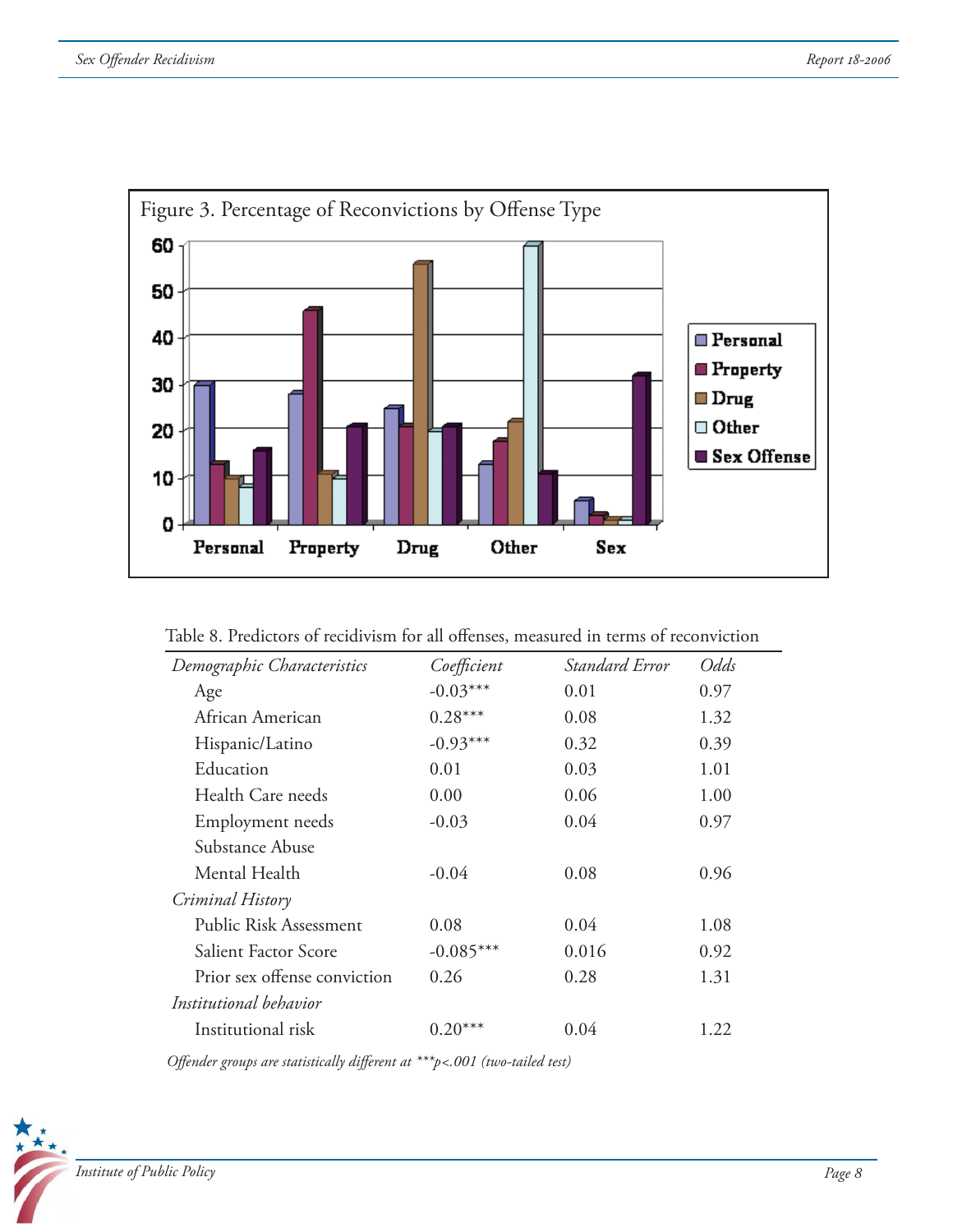Figure 3. Percentage of Reconvictions by Offense Type

Table 8. Predictors of recidivism for all offenses, measured in terms of reconviction

| *Demographic Characteristics* | *Coefficient* | *Standard Error* | *Odds* |
|---|---|---|---|
| Age | -0.03*** | 0.01 | 0.97 |
| African American | 0.28*** | 0.08 | 1.32 |
| Hispanic/Latino | -0.93*** | 0.32 | 0.39 |
| Education | 0.01 | 0.03 | 1.01 |
| Health Care needs | 0.00 | 0.06 | 1.00 |
| Employment needs | -0.03 | 0.04 | 0.97 |
| Substance Abuse | | | |
| Mental Health | -0.04 | 0.08 | 0.96 |
| *Criminal History* | | | |
| Public Risk Assessment | 0.08 | 0.04 | 1.08 |
| Salient Factor Score | -0.085*** | 0.016 | 0.92 |
| Prior sex offense conviction | 0.26 | 0.28 | 1.31 |
| *Institutional behavior* | | | |
| Institutional risk | 0.20*** | 0.04 | 1.22 |

*Offender groups are statistically different at ***$p<.001$ (two-tailed test)*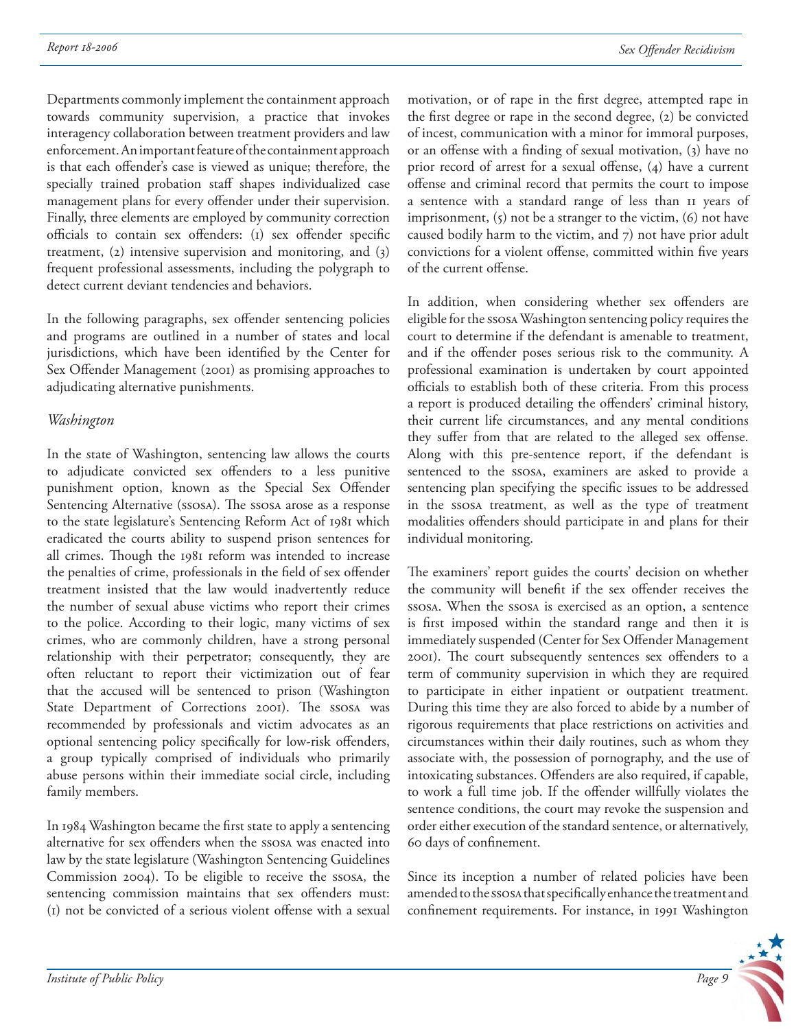Departments commonly implement the containment approach towards community supervision, a practice that invokes interagency collaboration between treatment providers and law enforcement. An important feature of the containment approach is that each offender's case is viewed as unique; therefore, the specially trained probation staff shapes individualized case management plans for every offender under their supervision. Finally, three elements are employed by community correction officials to contain sex offenders: (1) sex offender specific treatment, (2) intensive supervision and monitoring, and (3) frequent professional assessments, including the polygraph to detect current deviant tendencies and behaviors.

In the following paragraphs, sex offender sentencing policies and programs are outlined in a number of states and local jurisdictions, which have been identified by the Center for Sex Offender Management (2001) as promising approaches to adjudicating alternative punishments.

### *Washington*

In the state of Washington, sentencing law allows the courts to adjudicate convicted sex offenders to a less punitive punishment option, known as the Special Sex Offender Sentencing Alternative (SSOSA). The SSOSA arose as a response to the state legislature's Sentencing Reform Act of 1981 which eradicated the courts ability to suspend prison sentences for all crimes. Though the 1981 reform was intended to increase the penalties of crime, professionals in the field of sex offender treatment insisted that the law would inadvertently reduce the number of sexual abuse victims who report their crimes to the police. According to their logic, many victims of sex crimes, who are commonly children, have a strong personal relationship with their perpetrator; consequently, they are often reluctant to report their victimization out of fear that the accused will be sentenced to prison (Washington State Department of Corrections 2001). The SSOSA was recommended by professionals and victim advocates as an optional sentencing policy specifically for low-risk offenders, a group typically comprised of individuals who primarily abuse persons within their immediate social circle, including family members.

In 1984 Washington became the first state to apply a sentencing alternative for sex offenders when the SSOSA was enacted into law by the state legislature (Washington Sentencing Guidelines Commission 2004). To be eligible to receive the SSOSA, the sentencing commission maintains that sex offenders must: (1) not be convicted of a serious violent offense with a sexual motivation, or of rape in the first degree, attempted rape in the first degree or rape in the second degree, (2) be convicted of incest, communication with a minor for immoral purposes, or an offense with a finding of sexual motivation, (3) have no prior record of arrest for a sexual offense, (4) have a current offense and criminal record that permits the court to impose a sentence with a standard range of less than 11 years of imprisonment, (5) not be a stranger to the victim, (6) not have caused bodily harm to the victim, and 7) not have prior adult convictions for a violent offense, committed within five years of the current offense.

In addition, when considering whether sex offenders are eligible for the SSOSA Washington sentencing policy requires the court to determine if the defendant is amenable to treatment, and if the offender poses serious risk to the community. A professional examination is undertaken by court appointed officials to establish both of these criteria. From this process a report is produced detailing the offenders' criminal history, their current life circumstances, and any mental conditions they suffer from that are related to the alleged sex offense. Along with this pre-sentence report, if the defendant is sentenced to the SSOSA, examiners are asked to provide a sentencing plan specifying the specific issues to be addressed in the SSOSA treatment, as well as the type of treatment modalities offenders should participate in and plans for their individual monitoring.

The examiners' report guides the courts' decision on whether the community will benefit if the sex offender receives the SSOSA. When the SSOSA is exercised as an option, a sentence is first imposed within the standard range and then it is immediately suspended (Center for Sex Offender Management 2001). The court subsequently sentences sex offenders to a term of community supervision in which they are required to participate in either inpatient or outpatient treatment. During this time they are also forced to abide by a number of rigorous requirements that place restrictions on activities and circumstances within their daily routines, such as whom they associate with, the possession of pornography, and the use of intoxicating substances. Offenders are also required, if capable, to work a full time job. If the offender willfully violates the sentence conditions, the court may revoke the suspension and order either execution of the standard sentence, or alternatively, 60 days of confinement.

Since its inception a number of related policies have been amended to the SSOSA that specifically enhance the treatment and confinement requirements. For instance, in 1991 Washington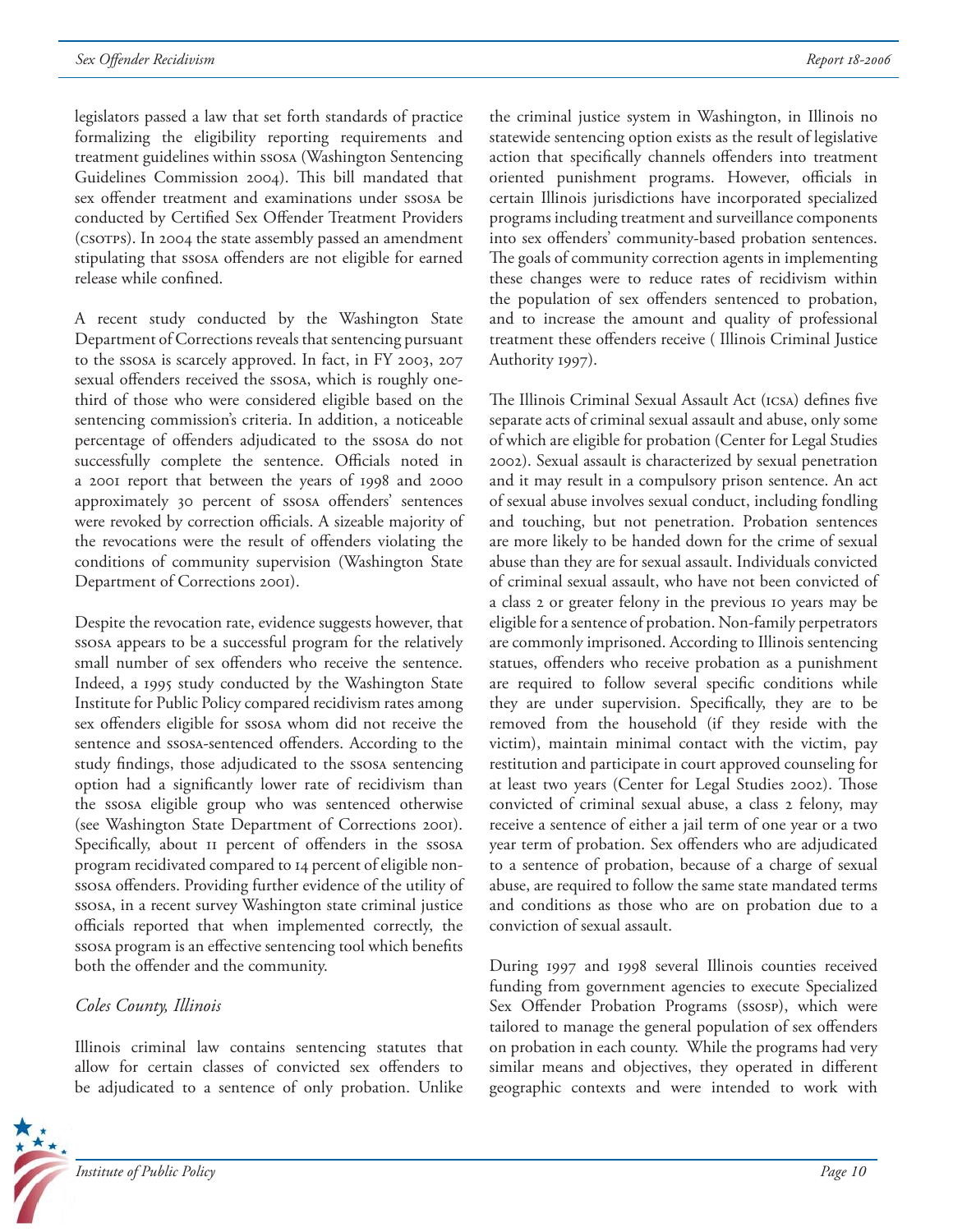legislators passed a law that set forth standards of practice formalizing the eligibility reporting requirements and treatment guidelines within SSOSA (Washington Sentencing Guidelines Commission 2004). This bill mandated that sex offender treatment and examinations under SSOSA be conducted by Certified Sex Offender Treatment Providers (CSOTPS). In 2004 the state assembly passed an amendment stipulating that SSOSA offenders are not eligible for earned release while confined.

A recent study conducted by the Washington State Department of Corrections reveals that sentencing pursuant to the SSOSA is scarcely approved. In fact, in FY 2003, 207 sexual offenders received the SSOSA, which is roughly one-third of those who were considered eligible based on the sentencing commission's criteria. In addition, a noticeable percentage of offenders adjudicated to the SSOSA do not successfully complete the sentence. Officials noted in a 2001 report that between the years of 1998 and 2000 approximately 30 percent of SSOSA offenders' sentences were revoked by correction officials. A sizeable majority of the revocations were the result of offenders violating the conditions of community supervision (Washington State Department of Corrections 2001).

Despite the revocation rate, evidence suggests however, that SSOSA appears to be a successful program for the relatively small number of sex offenders who receive the sentence. Indeed, a 1995 study conducted by the Washington State Institute for Public Policy compared recidivism rates among sex offenders eligible for SSOSA whom did not receive the sentence and SSOSA-sentenced offenders. According to the study findings, those adjudicated to the SSOSA sentencing option had a significantly lower rate of recidivism than the SSOSA eligible group who was sentenced otherwise (see Washington State Department of Corrections 2001). Specifically, about 11 percent of offenders in the SSOSA program recidivated compared to 14 percent of eligible non-SSOSA offenders. Providing further evidence of the utility of SSOSA, in a recent survey Washington state criminal justice officials reported that when implemented correctly, the SSOSA program is an effective sentencing tool which benefits both the offender and the community.

### *Coles County, Illinois*

Illinois criminal law contains sentencing statutes that allow for certain classes of convicted sex offenders to be adjudicated to a sentence of only probation. Unlike the criminal justice system in Washington, in Illinois no statewide sentencing option exists as the result of legislative action that specifically channels offenders into treatment oriented punishment programs. However, officials in certain Illinois jurisdictions have incorporated specialized programs including treatment and surveillance components into sex offenders' community-based probation sentences. The goals of community correction agents in implementing these changes were to reduce rates of recidivism within the population of sex offenders sentenced to probation, and to increase the amount and quality of professional treatment these offenders receive ( Illinois Criminal Justice Authority 1997).

The Illinois Criminal Sexual Assault Act (ICSA) defines five separate acts of criminal sexual assault and abuse, only some of which are eligible for probation (Center for Legal Studies 2002). Sexual assault is characterized by sexual penetration and it may result in a compulsory prison sentence. An act of sexual abuse involves sexual conduct, including fondling and touching, but not penetration. Probation sentences are more likely to be handed down for the crime of sexual abuse than they are for sexual assault. Individuals convicted of criminal sexual assault, who have not been convicted of a class 2 or greater felony in the previous 10 years may be eligible for a sentence of probation. Non-family perpetrators are commonly imprisoned. According to Illinois sentencing statues, offenders who receive probation as a punishment are required to follow several specific conditions while they are under supervision. Specifically, they are to be removed from the household (if they reside with the victim), maintain minimal contact with the victim, pay restitution and participate in court approved counseling for at least two years (Center for Legal Studies 2002). Those convicted of criminal sexual abuse, a class 2 felony, may receive a sentence of either a jail term of one year or a two year term of probation. Sex offenders who are adjudicated to a sentence of probation, because of a charge of sexual abuse, are required to follow the same state mandated terms and conditions as those who are on probation due to a conviction of sexual assault.

During 1997 and 1998 several Illinois counties received funding from government agencies to execute Specialized Sex Offender Probation Programs (SSOSP), which were tailored to manage the general population of sex offenders on probation in each county. While the programs had very similar means and objectives, they operated in different geographic contexts and were intended to work with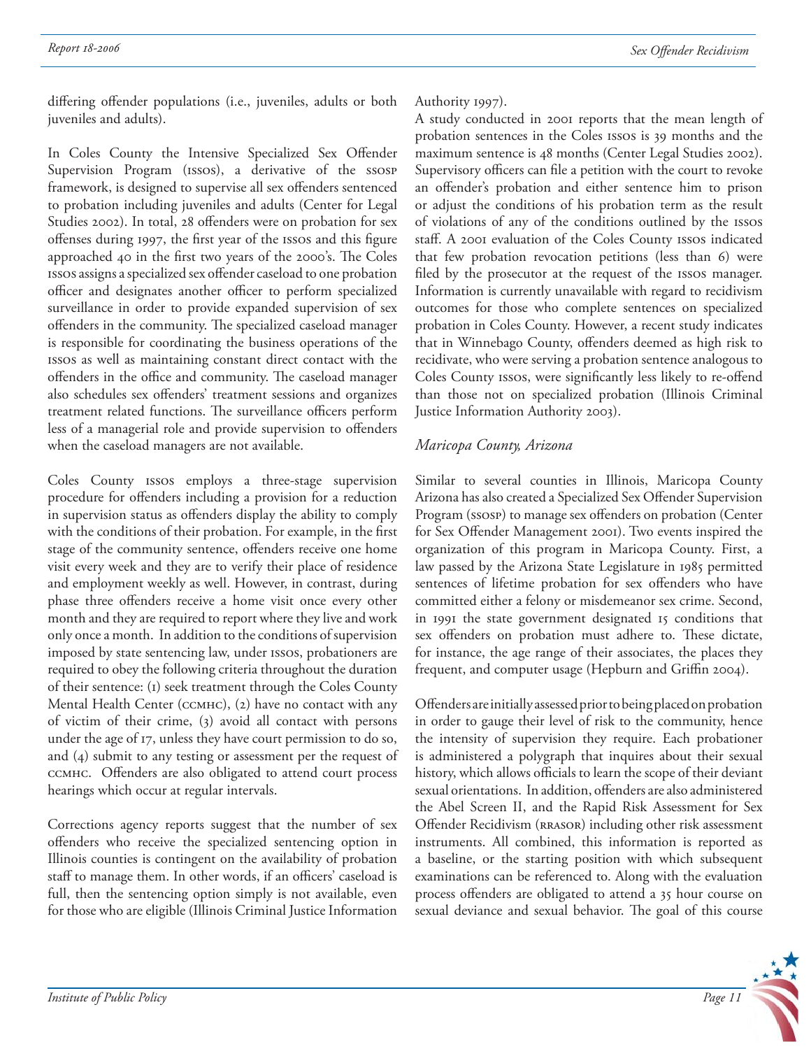differing offender populations (i.e., juveniles, adults or both juveniles and adults).

In Coles County the Intensive Specialized Sex Offender Supervision Program (ISSOS), a derivative of the SSOSP framework, is designed to supervise all sex offenders sentenced to probation including juveniles and adults (Center for Legal Studies 2002). In total, 28 offenders were on probation for sex offenses during 1997, the first year of the ISSOS and this figure approached 40 in the first two years of the 2000's. The Coles ISSOS assigns a specialized sex offender caseload to one probation officer and designates another officer to perform specialized surveillance in order to provide expanded supervision of sex offenders in the community. The specialized caseload manager is responsible for coordinating the business operations of the ISSOS as well as maintaining constant direct contact with the offenders in the office and community. The caseload manager also schedules sex offenders' treatment sessions and organizes treatment related functions. The surveillance officers perform less of a managerial role and provide supervision to offenders when the caseload managers are not available.

Coles County ISSOS employs a three-stage supervision procedure for offenders including a provision for a reduction in supervision status as offenders display the ability to comply with the conditions of their probation. For example, in the first stage of the community sentence, offenders receive one home visit every week and they are to verify their place of residence and employment weekly as well. However, in contrast, during phase three offenders receive a home visit once every other month and they are required to report where they live and work only once a month. In addition to the conditions of supervision imposed by state sentencing law, under ISSOS, probationers are required to obey the following criteria throughout the duration of their sentence: (1) seek treatment through the Coles County Mental Health Center (CCMHC), (2) have no contact with any of victim of their crime, (3) avoid all contact with persons under the age of 17, unless they have court permission to do so, and (4) submit to any testing or assessment per the request of CCMHC. Offenders are also obligated to attend court process hearings which occur at regular intervals.

Corrections agency reports suggest that the number of sex offenders who receive the specialized sentencing option in Illinois counties is contingent on the availability of probation staff to manage them. In other words, if an officers' caseload is full, then the sentencing option simply is not available, even for those who are eligible (Illinois Criminal Justice Information Authority 1997).

A study conducted in 2001 reports that the mean length of probation sentences in the Coles ISSOS is 39 months and the maximum sentence is 48 months (Center Legal Studies 2002). Supervisory officers can file a petition with the court to revoke an offender's probation and either sentence him to prison or adjust the conditions of his probation term as the result of violations of any of the conditions outlined by the ISSOS staff. A 2001 evaluation of the Coles County ISSOS indicated that few probation revocation petitions (less than 6) were filed by the prosecutor at the request of the ISSOS manager. Information is currently unavailable with regard to recidivism outcomes for those who complete sentences on specialized probation in Coles County. However, a recent study indicates that in Winnebago County, offenders deemed as high risk to recidivate, who were serving a probation sentence analogous to Coles County ISSOS, were significantly less likely to re-offend than those not on specialized probation (Illinois Criminal Justice Information Authority 2003).

### *Maricopa County, Arizona*

Similar to several counties in Illinois, Maricopa County Arizona has also created a Specialized Sex Offender Supervision Program (SSOSP) to manage sex offenders on probation (Center for Sex Offender Management 2001). Two events inspired the organization of this program in Maricopa County. First, a law passed by the Arizona State Legislature in 1985 permitted sentences of lifetime probation for sex offenders who have committed either a felony or misdemeanor sex crime. Second, in 1991 the state government designated 15 conditions that sex offenders on probation must adhere to. These dictate, for instance, the age range of their associates, the places they frequent, and computer usage (Hepburn and Griffin 2004).

Offenders are initially assessed prior to being placed on probation in order to gauge their level of risk to the community, hence the intensity of supervision they require. Each probationer is administered a polygraph that inquires about their sexual history, which allows officials to learn the scope of their deviant sexual orientations. In addition, offenders are also administered the Abel Screen II, and the Rapid Risk Assessment for Sex Offender Recidivism (RRASOR) including other risk assessment instruments. All combined, this information is reported as a baseline, or the starting position with which subsequent examinations can be referenced to. Along with the evaluation process offenders are obligated to attend a 35 hour course on sexual deviance and sexual behavior. The goal of this course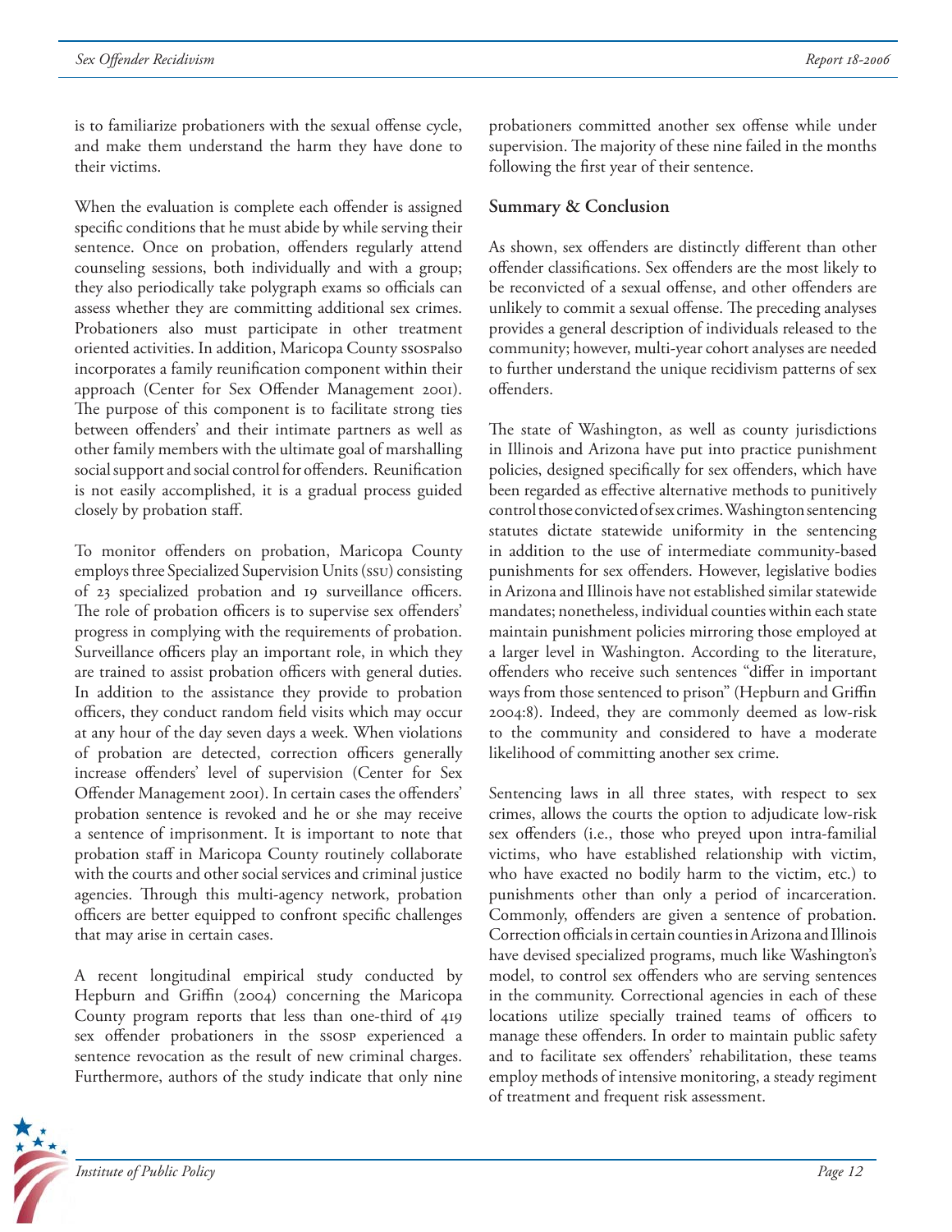is to familiarize probationers with the sexual offense cycle, and make them understand the harm they have done to their victims.

When the evaluation is complete each offender is assigned specific conditions that he must abide by while serving their sentence. Once on probation, offenders regularly attend counseling sessions, both individually and with a group; they also periodically take polygraph exams so officials can assess whether they are committing additional sex crimes. Probationers also must participate in other treatment oriented activities. In addition, Maricopa County SSOSPalso incorporates a family reunification component within their approach (Center for Sex Offender Management 2001). The purpose of this component is to facilitate strong ties between offenders' and their intimate partners as well as other family members with the ultimate goal of marshalling social support and social control for offenders. Reunification is not easily accomplished, it is a gradual process guided closely by probation staff.

To monitor offenders on probation, Maricopa County employs three Specialized Supervision Units (SSU) consisting of 23 specialized probation and 19 surveillance officers. The role of probation officers is to supervise sex offenders' progress in complying with the requirements of probation. Surveillance officers play an important role, in which they are trained to assist probation officers with general duties. In addition to the assistance they provide to probation officers, they conduct random field visits which may occur at any hour of the day seven days a week. When violations of probation are detected, correction officers generally increase offenders' level of supervision (Center for Sex Offender Management 2001). In certain cases the offenders' probation sentence is revoked and he or she may receive a sentence of imprisonment. It is important to note that probation staff in Maricopa County routinely collaborate with the courts and other social services and criminal justice agencies. Through this multi-agency network, probation officers are better equipped to confront specific challenges that may arise in certain cases.

A recent longitudinal empirical study conducted by Hepburn and Griffin (2004) concerning the Maricopa County program reports that less than one-third of 419 sex offender probationers in the SSOSP experienced a sentence revocation as the result of new criminal charges. Furthermore, authors of the study indicate that only nine probationers committed another sex offense while under supervision. The majority of these nine failed in the months following the first year of their sentence.

## Summary & Conclusion

As shown, sex offenders are distinctly different than other offender classifications. Sex offenders are the most likely to be reconvicted of a sexual offense, and other offenders are unlikely to commit a sexual offense. The preceding analyses provides a general description of individuals released to the community; however, multi-year cohort analyses are needed to further understand the unique recidivism patterns of sex offenders.

The state of Washington, as well as county jurisdictions in Illinois and Arizona have put into practice punishment policies, designed specifically for sex offenders, which have been regarded as effective alternative methods to punitively control those convicted of sex crimes. Washington sentencing statutes dictate statewide uniformity in the sentencing in addition to the use of intermediate community-based punishments for sex offenders. However, legislative bodies in Arizona and Illinois have not established similar statewide mandates; nonetheless, individual counties within each state maintain punishment policies mirroring those employed at a larger level in Washington. According to the literature, offenders who receive such sentences "differ in important ways from those sentenced to prison" (Hepburn and Griffin 2004:8). Indeed, they are commonly deemed as low-risk to the community and considered to have a moderate likelihood of committing another sex crime.

Sentencing laws in all three states, with respect to sex crimes, allows the courts the option to adjudicate low-risk sex offenders (i.e., those who preyed upon intra-familial victims, who have established relationship with victim, who have exacted no bodily harm to the victim, etc.) to punishments other than only a period of incarceration. Commonly, offenders are given a sentence of probation. Correction officials in certain counties in Arizona and Illinois have devised specialized programs, much like Washington's model, to control sex offenders who are serving sentences in the community. Correctional agencies in each of these locations utilize specially trained teams of officers to manage these offenders. In order to maintain public safety and to facilitate sex offenders' rehabilitation, these teams employ methods of intensive monitoring, a steady regiment of treatment and frequent risk assessment.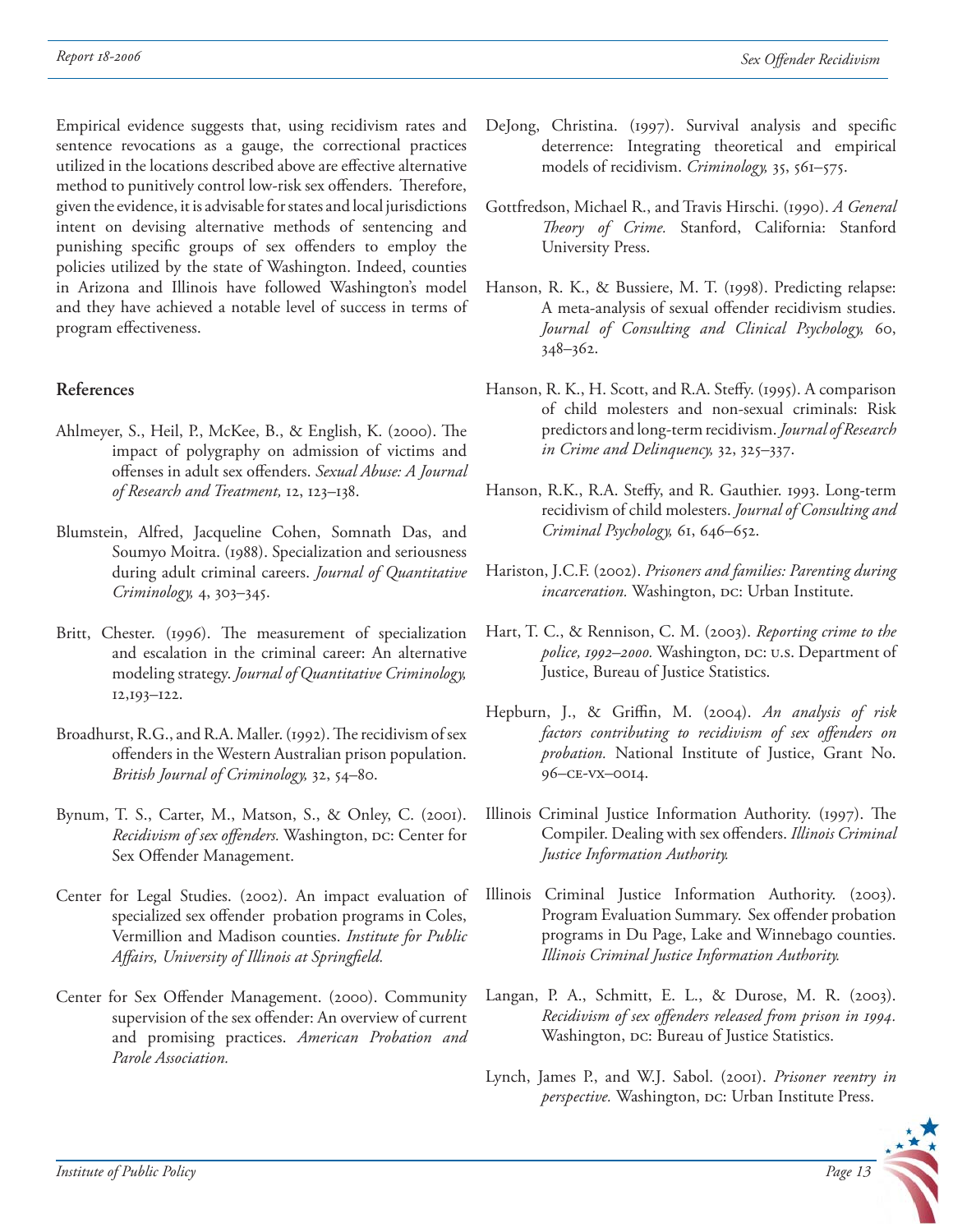Empirical evidence suggests that, using recidivism rates and sentence revocations as a gauge, the correctional practices utilized in the locations described above are effective alternative method to punitively control low-risk sex offenders. Therefore, given the evidence, it is advisable for states and local jurisdictions intent on devising alternative methods of sentencing and punishing specific groups of sex offenders to employ the policies utilized by the state of Washington. Indeed, counties in Arizona and Illinois have followed Washington's model and they have achieved a notable level of success in terms of program effectiveness.

## References

Ahlmeyer, S., Heil, P., McKee, B., & English, K. (2000). The impact of polygraphy on admission of victims and offenses in adult sex offenders. *Sexual Abuse: A Journal of Research and Treatment,* 12, 123–138.

Blumstein, Alfred, Jacqueline Cohen, Somnath Das, and Soumyo Moitra. (1988). Specialization and seriousness during adult criminal careers. *Journal of Quantitative Criminology,* 4, 303–345.

Britt, Chester. (1996). The measurement of specialization and escalation in the criminal career: An alternative modeling strategy. *Journal of Quantitative Criminology,* 12,193–122.

Broadhurst, R.G., and R.A. Maller. (1992). The recidivism of sex offenders in the Western Australian prison population. *British Journal of Criminology,* 32, 54–80.

Bynum, T. S., Carter, M., Matson, S., & Onley, C. (2001). *Recidivism of sex offenders.* Washington, DC: Center for Sex Offender Management.

Center for Legal Studies. (2002). An impact evaluation of specialized sex offender probation programs in Coles, Vermillion and Madison counties. *Institute for Public Affairs, University of Illinois at Springfield.*

Center for Sex Offender Management. (2000). Community supervision of the sex offender: An overview of current and promising practices. *American Probation and Parole Association.*

DeJong, Christina. (1997). Survival analysis and specific deterrence: Integrating theoretical and empirical models of recidivism. *Criminology,* 35, 561–575.

Gottfredson, Michael R., and Travis Hirschi. (1990). *A General Theory of Crime.* Stanford, California: Stanford University Press.

Hanson, R. K., & Bussiere, M. T. (1998). Predicting relapse: A meta-analysis of sexual offender recidivism studies. *Journal of Consulting and Clinical Psychology,* 60, 348–362.

Hanson, R. K., H. Scott, and R.A. Steffy. (1995). A comparison of child molesters and non-sexual criminals: Risk predictors and long-term recidivism. *Journal of Research in Crime and Delinquency,* 32, 325–337.

Hanson, R.K., R.A. Steffy, and R. Gauthier. 1993. Long-term recidivism of child molesters. *Journal of Consulting and Criminal Psychology,* 61, 646–652.

Hariston, J.C.F. (2002). *Prisoners and families: Parenting during incarceration.* Washington, DC: Urban Institute.

Hart, T. C., & Rennison, C. M. (2003). *Reporting crime to the police, 1992–2000.* Washington, DC: U.S. Department of Justice, Bureau of Justice Statistics.

Hepburn, J., & Griffin, M. (2004). *An analysis of risk factors contributing to recidivism of sex offenders on probation.* National Institute of Justice, Grant No. 96–CE-VX–0014.

Illinois Criminal Justice Information Authority. (1997). The Compiler. Dealing with sex offenders. *Illinois Criminal Justice Information Authority.*

Illinois Criminal Justice Information Authority. (2003). Program Evaluation Summary. Sex offender probation programs in Du Page, Lake and Winnebago counties. *Illinois Criminal Justice Information Authority.*

Langan, P. A., Schmitt, E. L., & Durose, M. R. (2003). *Recidivism of sex offenders released from prison in 1994.* Washington, DC: Bureau of Justice Statistics.

Lynch, James P., and W.J. Sabol. (2001). *Prisoner reentry in perspective.* Washington, DC: Urban Institute Press.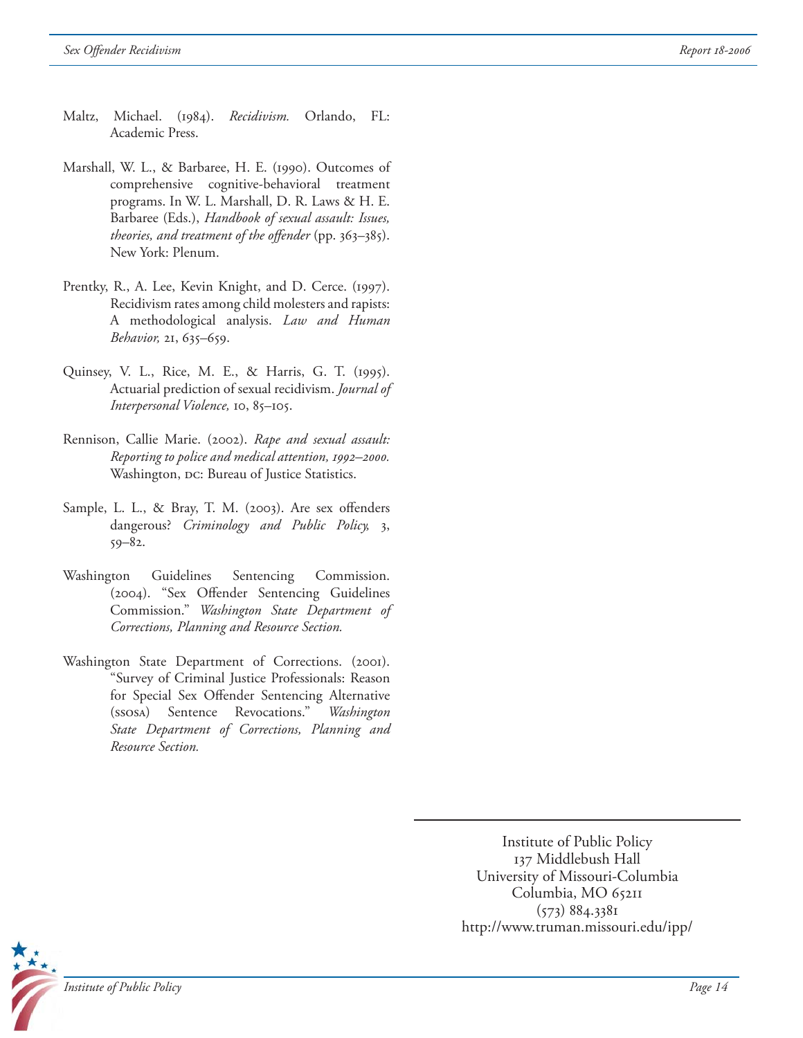Maltz, Michael. (1984). *Recidivism.* Orlando, FL: Academic Press.

Marshall, W. L., & Barbaree, H. E. (1990). Outcomes of comprehensive cognitive-behavioral treatment programs. In W. L. Marshall, D. R. Laws & H. E. Barbaree (Eds.), *Handbook of sexual assault: Issues, theories, and treatment of the offender* (pp. 363–385). New York: Plenum.

Prentky, R., A. Lee, Kevin Knight, and D. Cerce. (1997). Recidivism rates among child molesters and rapists: A methodological analysis. *Law and Human Behavior,* 21, 635–659.

Quinsey, V. L., Rice, M. E., & Harris, G. T. (1995). Actuarial prediction of sexual recidivism. *Journal of Interpersonal Violence,* 10, 85–105.

Rennison, Callie Marie. (2002). *Rape and sexual assault: Reporting to police and medical attention, 1992–2000.* Washington, DC: Bureau of Justice Statistics.

Sample, L. L., & Bray, T. M. (2003). Are sex offenders dangerous? *Criminology and Public Policy,* 3, 59–82.

Washington Guidelines Sentencing Commission. (2004). "Sex Offender Sentencing Guidelines Commission." *Washington State Department of Corrections, Planning and Resource Section.*

Washington State Department of Corrections. (2001). "Survey of Criminal Justice Professionals: Reason for Special Sex Offender Sentencing Alternative (SSOSA) Sentence Revocations." *Washington State Department of Corrections, Planning and Resource Section.*

Institute of Public Policy
137 Middlebush Hall
University of Missouri-Columbia
Columbia, MO 65211
(573) 884.3381
http://www.truman.missouri.edu/ipp/